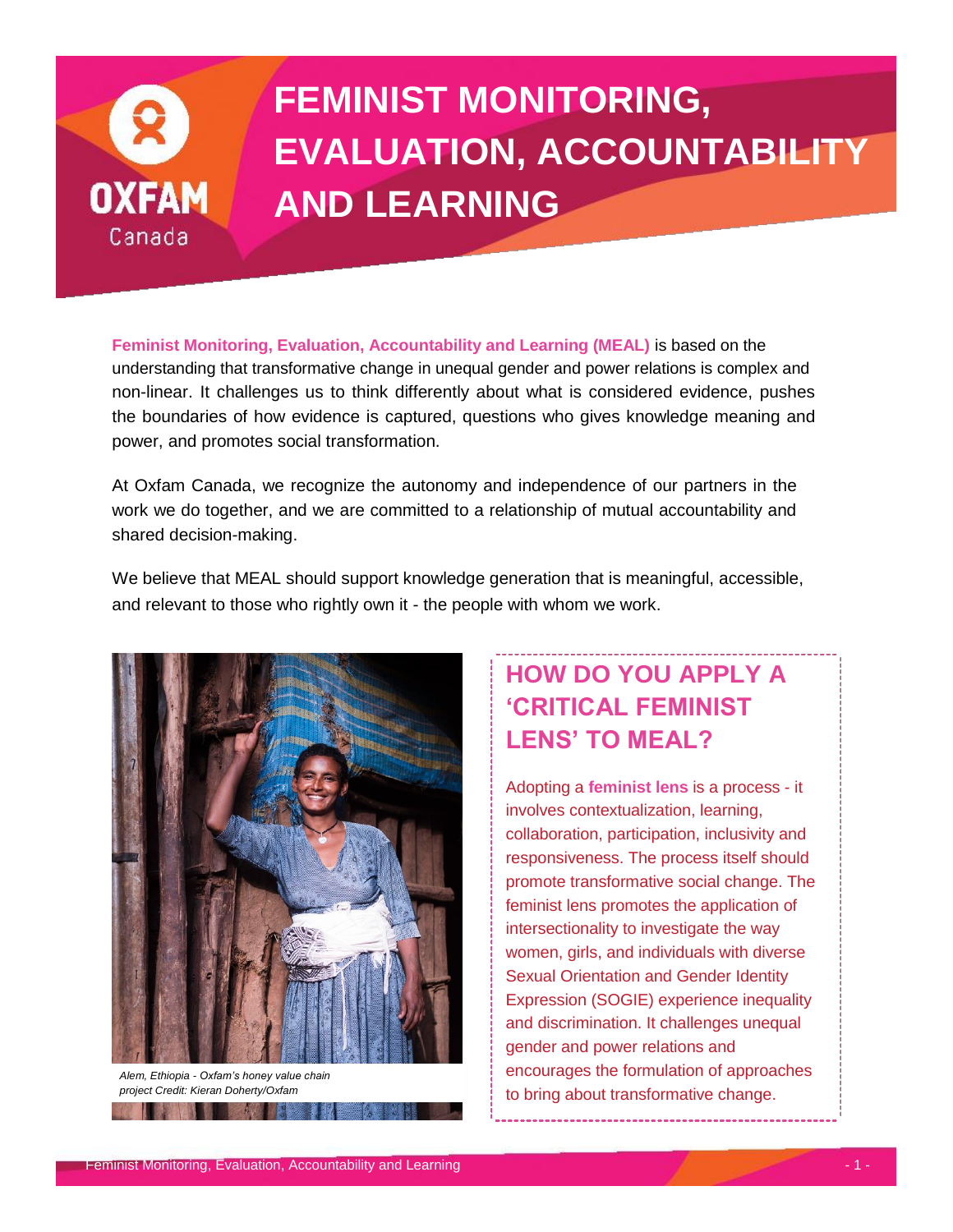# FEMINIST MONITORING, EVALUATION, ACCOUNTABILITY AND LEARNING

**Feminist Monitoring, Evaluation, Accountability and Learning (MEAL)** is based on the understanding that transformative change in unequal gender and power relations is complex and non-linear. It challenges us to think differently about what is considered evidence, pushes the boundaries of how evidence is captured, questions who gives knowledge meaning and power, and promotes social transformation.

At Oxfam Canada, we recognize the autonomy and independence of our partners in the work we do together, and we are committed to a relationship of mutual accountability and shared decision-making.

We believe that MEAL should support knowledge generation that is meaningful, accessible, and relevant to those who rightly own it - the people with whom we work.

*Alem, Ethiopia - Oxfam's honey value chain project Credit: Kieran Doherty/Oxfam*

## HOW DO YOU APPLY A 'CRITICAL FEMINIST LENS' TO MEAL?

Adopting a **feminist lens** is a process - it involves contextualization, learning, collaboration, participation, inclusivity and responsiveness. The process itself should promote transformative social change. The feminist lens promotes the application of intersectionality to investigate the way women, girls, and individuals with diverse Sexual Orientation and Gender Identity Expression (SOGIE) experience inequality and discrimination. It challenges unequal gender and power relations and encourages the formulation of approaches to bring about transformative change.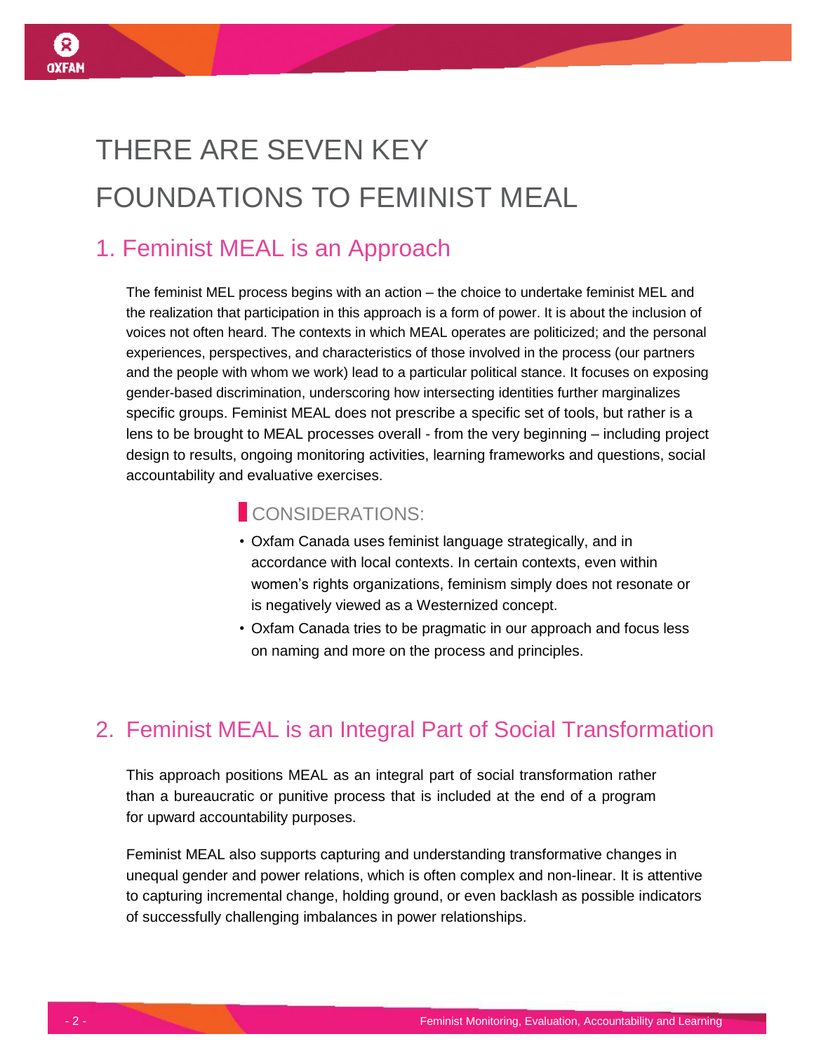# THERE ARE SEVEN KEY FOUNDATIONS TO FEMINIST MEAL

## 1. Feminist MEAL is an Approach

The feminist MEL process begins with an action – the choice to undertake feminist MEL and the realization that participation in this approach is a form of power. It is about the inclusion of voices not often heard. The contexts in which MEAL operates are politicized; and the personal experiences, perspectives, and characteristics of those involved in the process (our partners and the people with whom we work) lead to a particular political stance. It focuses on exposing gender-based discrimination, underscoring how intersecting identities further marginalizes specific groups. Feminist MEAL does not prescribe a specific set of tools, but rather is a lens to be brought to MEAL processes overall - from the very beginning – including project design to results, ongoing monitoring activities, learning frameworks and questions, social accountability and evaluative exercises.

### CONSIDERATIONS:

- Oxfam Canada uses feminist language strategically, and in accordance with local contexts. In certain contexts, even within women's rights organizations, feminism simply does not resonate or is negatively viewed as a Westernized concept.
- Oxfam Canada tries to be pragmatic in our approach and focus less on naming and more on the process and principles.

## 2. Feminist MEAL is an Integral Part of Social Transformation

This approach positions MEAL as an integral part of social transformation rather than a bureaucratic or punitive process that is included at the end of a program for upward accountability purposes.

Feminist MEAL also supports capturing and understanding transformative changes in unequal gender and power relations, which is often complex and non-linear. It is attentive to capturing incremental change, holding ground, or even backlash as possible indicators of successfully challenging imbalances in power relationships.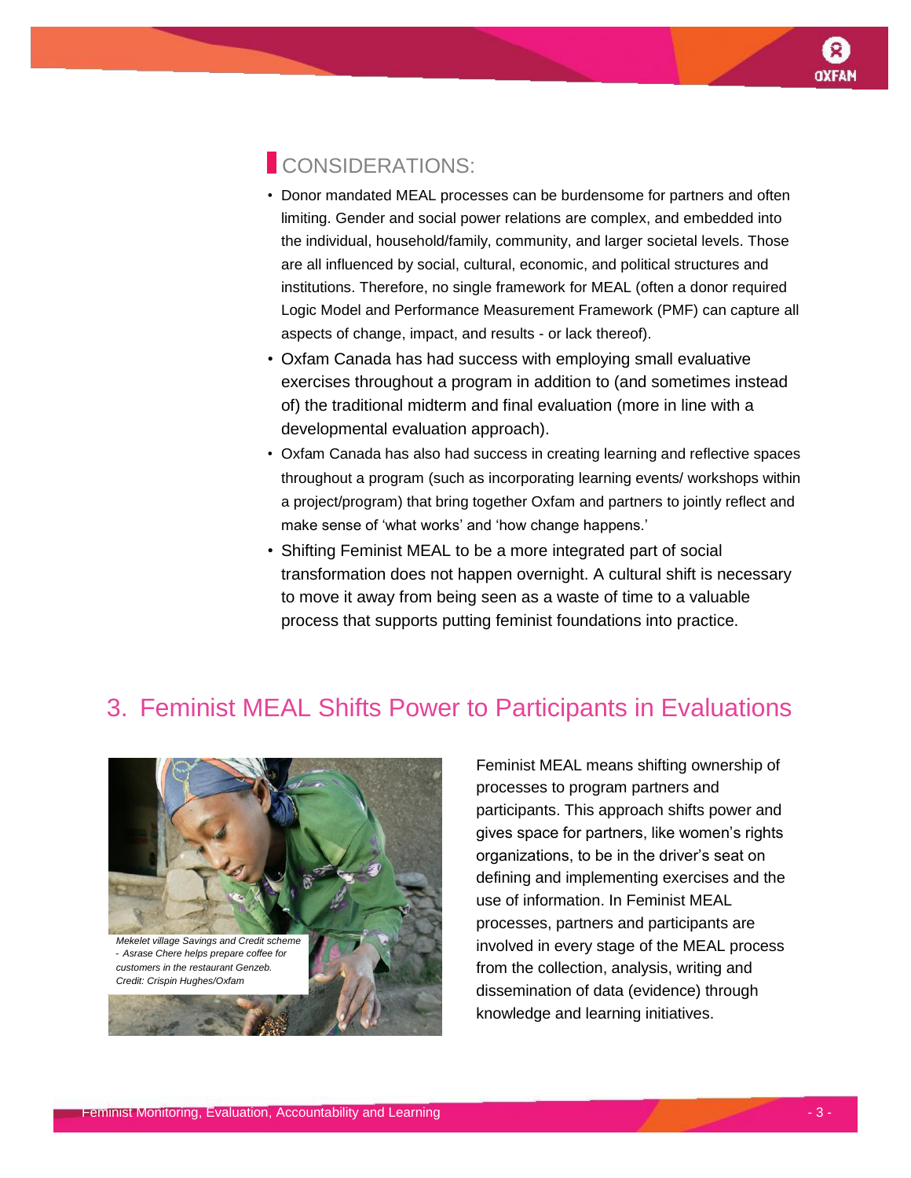## CONSIDERATIONS:

- Donor mandated MEAL processes can be burdensome for partners and often limiting. Gender and social power relations are complex, and embedded into the individual, household/family, community, and larger societal levels. Those are all influenced by social, cultural, economic, and political structures and institutions. Therefore, no single framework for MEAL (often a donor required Logic Model and Performance Measurement Framework (PMF) can capture all aspects of change, impact, and results - or lack thereof).
- Oxfam Canada has had success with employing small evaluative exercises throughout a program in addition to (and sometimes instead of) the traditional midterm and final evaluation (more in line with a developmental evaluation approach).
- Oxfam Canada has also had success in creating learning and reflective spaces throughout a program (such as incorporating learning events/ workshops within a project/program) that bring together Oxfam and partners to jointly reflect and make sense of 'what works' and 'how change happens.'
- Shifting Feminist MEAL to be a more integrated part of social transformation does not happen overnight. A cultural shift is necessary to move it away from being seen as a waste of time to a valuable process that supports putting feminist foundations into practice.

## 3. Feminist MEAL Shifts Power to Participants in Evaluations

*Mekelet village Savings and Credit scheme - Asrase Chere helps prepare coffee for customers in the restaurant Genzeb. Credit: Crispin Hughes/Oxfam*

Feminist MEAL means shifting ownership of processes to program partners and participants. This approach shifts power and gives space for partners, like women's rights organizations, to be in the driver's seat on defining and implementing exercises and the use of information. In Feminist MEAL processes, partners and participants are involved in every stage of the MEAL process from the collection, analysis, writing and dissemination of data (evidence) through knowledge and learning initiatives.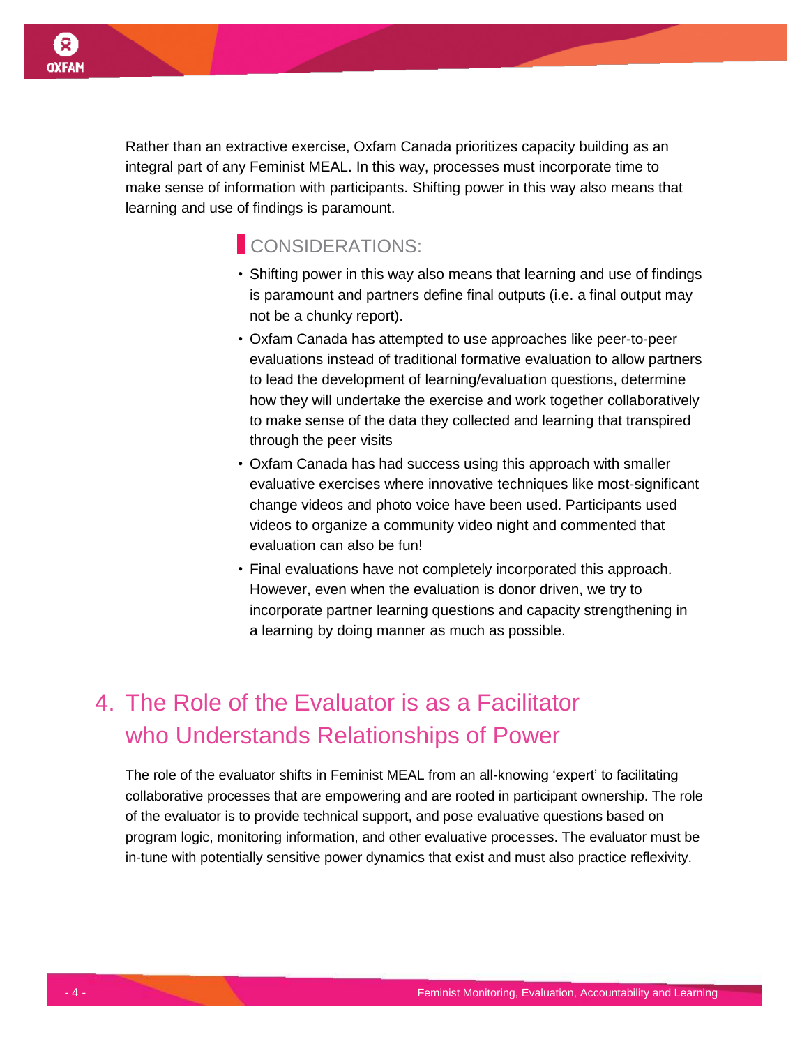Rather than an extractive exercise, Oxfam Canada prioritizes capacity building as an integral part of any Feminist MEAL. In this way, processes must incorporate time to make sense of information with participants. Shifting power in this way also means that learning and use of findings is paramount.

### CONSIDERATIONS:

- Shifting power in this way also means that learning and use of findings is paramount and partners define final outputs (i.e. a final output may not be a chunky report).
- Oxfam Canada has attempted to use approaches like peer-to-peer evaluations instead of traditional formative evaluation to allow partners to lead the development of learning/evaluation questions, determine how they will undertake the exercise and work together collaboratively to make sense of the data they collected and learning that transpired through the peer visits
- Oxfam Canada has had success using this approach with smaller evaluative exercises where innovative techniques like most-significant change videos and photo voice have been used. Participants used videos to organize a community video night and commented that evaluation can also be fun!
- Final evaluations have not completely incorporated this approach. However, even when the evaluation is donor driven, we try to incorporate partner learning questions and capacity strengthening in a learning by doing manner as much as possible.

## 4. The Role of the Evaluator is as a Facilitator who Understands Relationships of Power

The role of the evaluator shifts in Feminist MEAL from an all-knowing 'expert' to facilitating collaborative processes that are empowering and are rooted in participant ownership. The role of the evaluator is to provide technical support, and pose evaluative questions based on program logic, monitoring information, and other evaluative processes. The evaluator must be in-tune with potentially sensitive power dynamics that exist and must also practice reflexivity.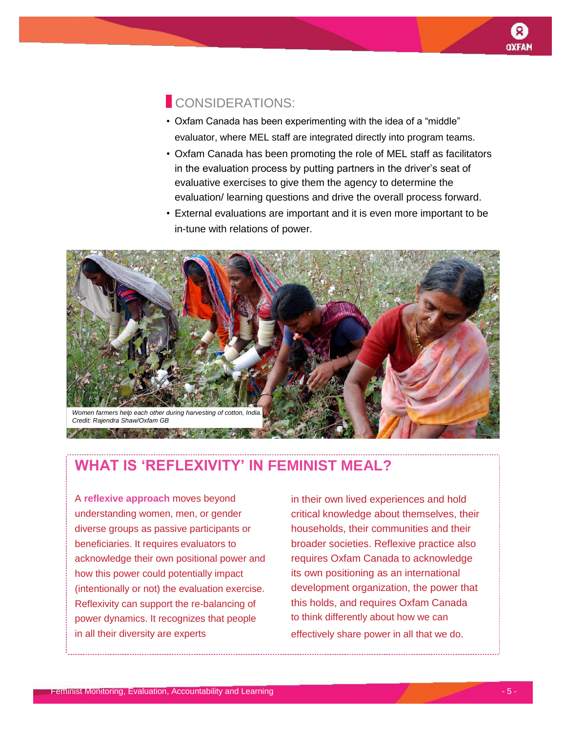## CONSIDERATIONS:

- Oxfam Canada has been experimenting with the idea of a "middle" evaluator, where MEL staff are integrated directly into program teams.
- Oxfam Canada has been promoting the role of MEL staff as facilitators in the evaluation process by putting partners in the driver's seat of evaluative exercises to give them the agency to determine the evaluation/ learning questions and drive the overall process forward.
- External evaluations are important and it is even more important to be in-tune with relations of power.

*Women farmers help each other during harvesting of cotton, India. Credit: Rajendra Shaw/Oxfam GB*

## WHAT IS 'REFLEXIVITY' IN FEMINIST MEAL?

A **reflexive approach** moves beyond understanding women, men, or gender diverse groups as passive participants or beneficiaries. It requires evaluators to acknowledge their own positional power and how this power could potentially impact (intentionally or not) the evaluation exercise. Reflexivity can support the re-balancing of power dynamics. It recognizes that people in all their diversity are experts in their own lived experiences and hold critical knowledge about themselves, their households, their communities and their broader societies. Reflexive practice also requires Oxfam Canada to acknowledge its own positioning as an international development organization, the power that this holds, and requires Oxfam Canada to think differently about how we can effectively share power in all that we do.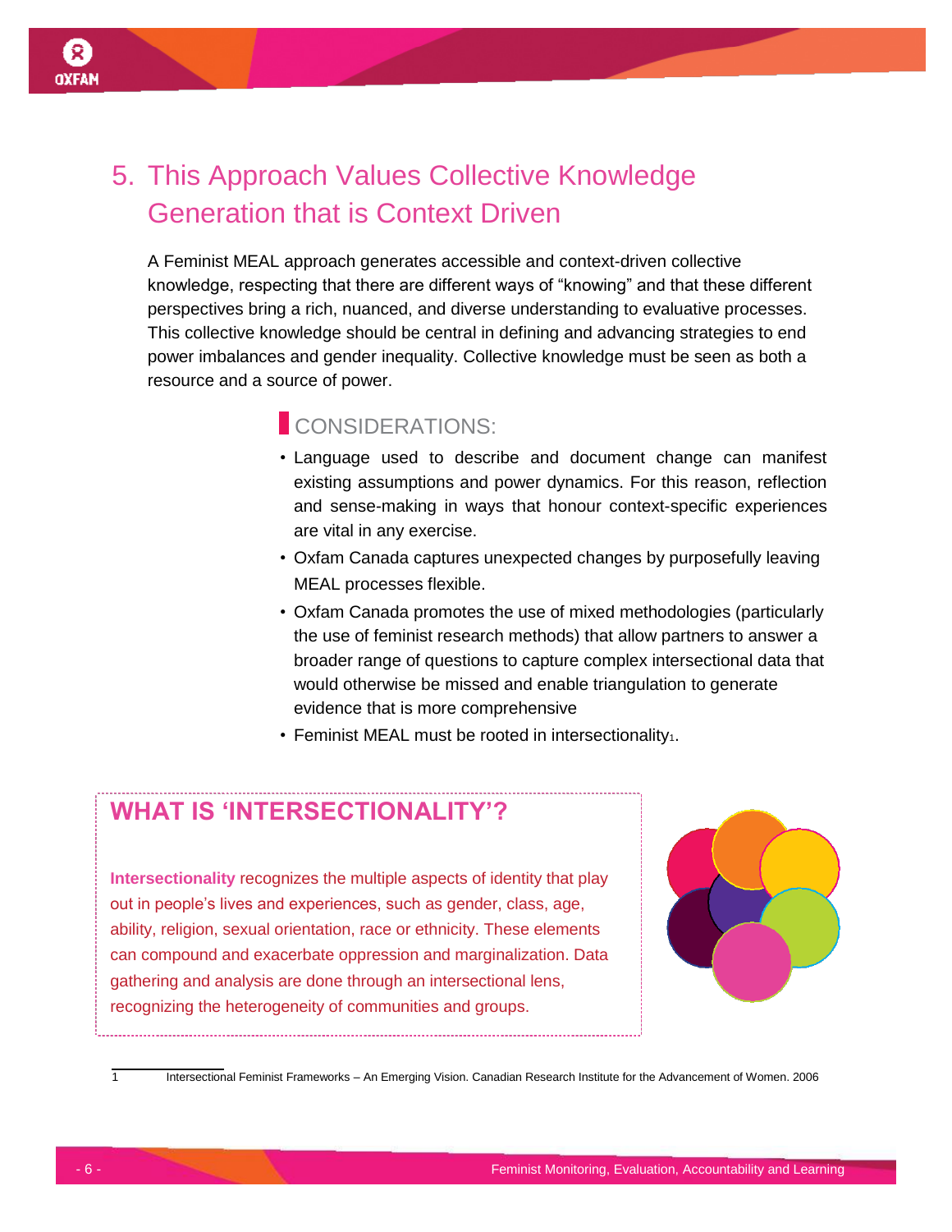## 5. This Approach Values Collective Knowledge Generation that is Context Driven

A Feminist MEAL approach generates accessible and context-driven collective knowledge, respecting that there are different ways of "knowing" and that these different perspectives bring a rich, nuanced, and diverse understanding to evaluative processes. This collective knowledge should be central in defining and advancing strategies to end power imbalances and gender inequality. Collective knowledge must be seen as both a resource and a source of power.

### CONSIDERATIONS:

- Language used to describe and document change can manifest existing assumptions and power dynamics. For this reason, reflection and sense-making in ways that honour context-specific experiences are vital in any exercise.
- Oxfam Canada captures unexpected changes by purposefully leaving MEAL processes flexible.
- Oxfam Canada promotes the use of mixed methodologies (particularly the use of feminist research methods) that allow partners to answer a broader range of questions to capture complex intersectional data that would otherwise be missed and enable triangulation to generate evidence that is more comprehensive
- Feminist MEAL must be rooted in intersectionality[1].

### WHAT IS 'INTERSECTIONALITY'?

**Intersectionality** recognizes the multiple aspects of identity that play out in people's lives and experiences, such as gender, class, age, ability, religion, sexual orientation, race or ethnicity. These elements can compound and exacerbate oppression and marginalization. Data gathering and analysis are done through an intersectional lens, recognizing the heterogeneity of communities and groups.

---

1 Intersectional Feminist Frameworks – An Emerging Vision. Canadian Research Institute for the Advancement of Women. 2006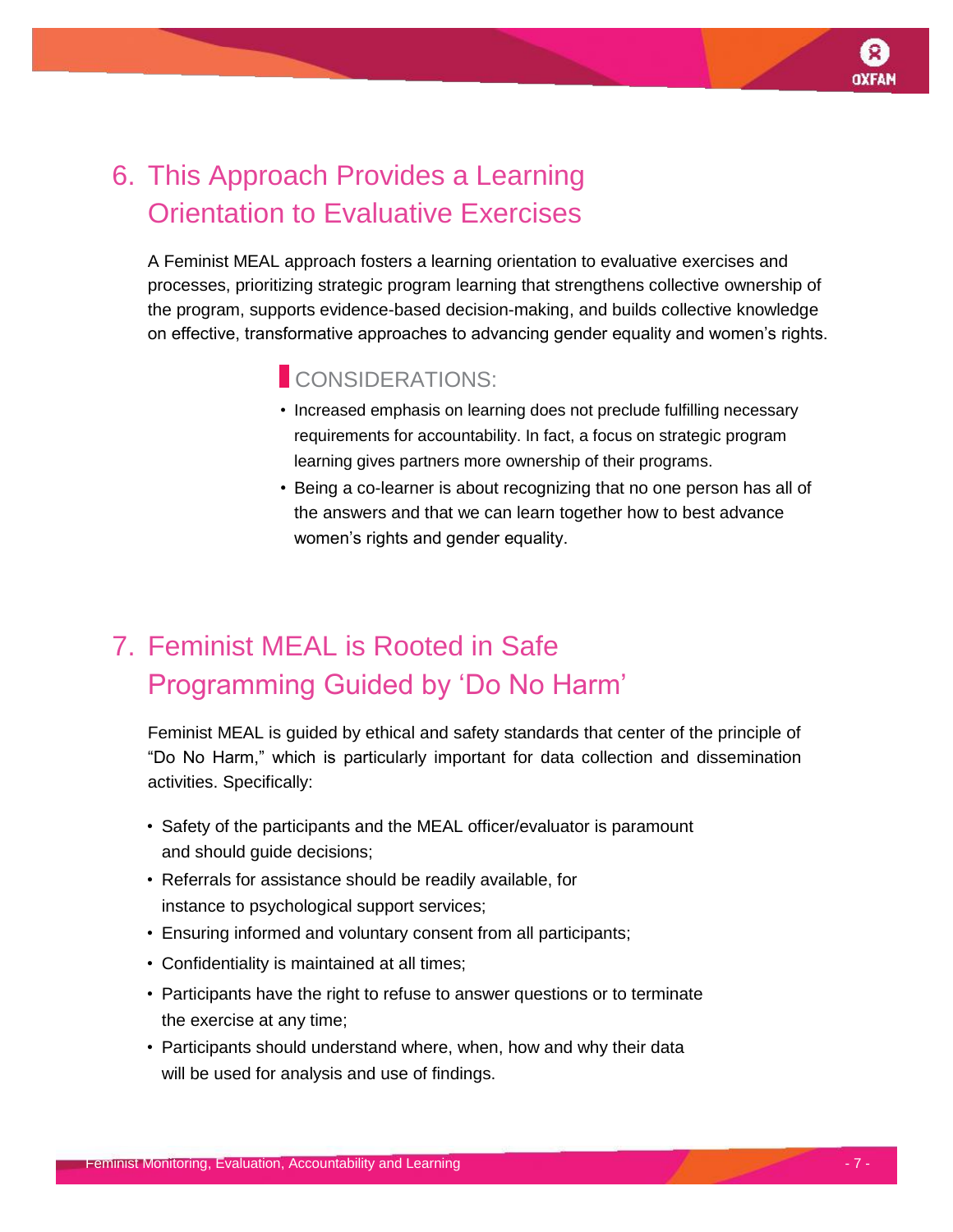## 6. This Approach Provides a Learning Orientation to Evaluative Exercises

A Feminist MEAL approach fosters a learning orientation to evaluative exercises and processes, prioritizing strategic program learning that strengthens collective ownership of the program, supports evidence-based decision-making, and builds collective knowledge on effective, transformative approaches to advancing gender equality and women's rights.

### CONSIDERATIONS:

- Increased emphasis on learning does not preclude fulfilling necessary requirements for accountability. In fact, a focus on strategic program learning gives partners more ownership of their programs.
- Being a co-learner is about recognizing that no one person has all of the answers and that we can learn together how to best advance women's rights and gender equality.

## 7. Feminist MEAL is Rooted in Safe Programming Guided by 'Do No Harm'

Feminist MEAL is guided by ethical and safety standards that center of the principle of "Do No Harm," which is particularly important for data collection and dissemination activities. Specifically:

- Safety of the participants and the MEAL officer/evaluator is paramount and should guide decisions;
- Referrals for assistance should be readily available, for instance to psychological support services;
- Ensuring informed and voluntary consent from all participants;
- Confidentiality is maintained at all times;
- Participants have the right to refuse to answer questions or to terminate the exercise at any time;
- Participants should understand where, when, how and why their data will be used for analysis and use of findings.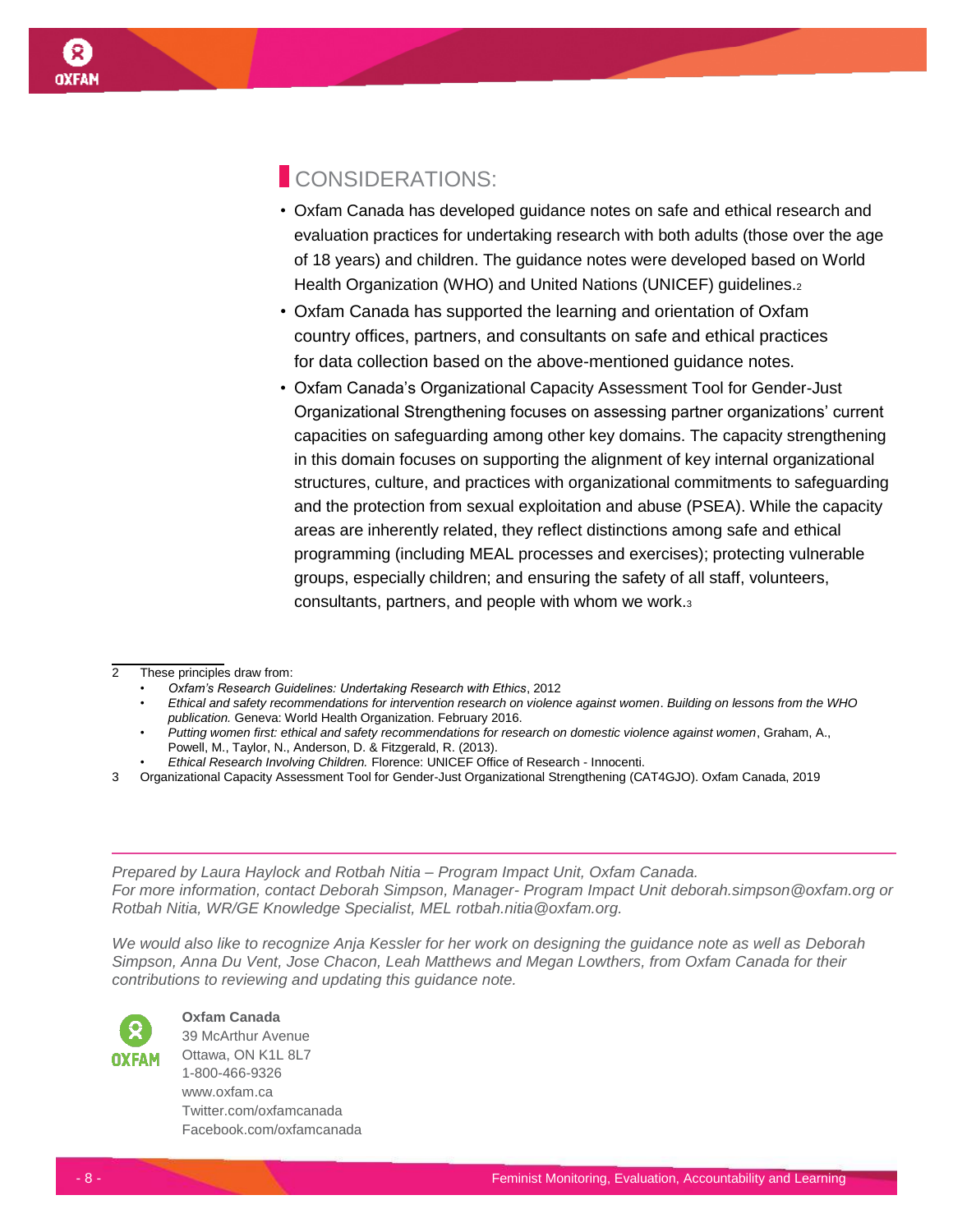## CONSIDERATIONS:

- Oxfam Canada has developed guidance notes on safe and ethical research and evaluation practices for undertaking research with both adults (those over the age of 18 years) and children. The guidance notes were developed based on World Health Organization (WHO) and United Nations (UNICEF) guidelines.[2]
- Oxfam Canada has supported the learning and orientation of Oxfam country offices, partners, and consultants on safe and ethical practices for data collection based on the above-mentioned guidance notes.
- Oxfam Canada's Organizational Capacity Assessment Tool for Gender-Just Organizational Strengthening focuses on assessing partner organizations' current capacities on safeguarding among other key domains. The capacity strengthening in this domain focuses on supporting the alignment of key internal organizational structures, culture, and practices with organizational commitments to safeguarding and the protection from sexual exploitation and abuse (PSEA). While the capacity areas are inherently related, they reflect distinctions among safe and ethical programming (including MEAL processes and exercises); protecting vulnerable groups, especially children; and ensuring the safety of all staff, volunteers, consultants, partners, and people with whom we work.[3]

---

2 These principles draw from:
- *Oxfam's Research Guidelines: Undertaking Research with Ethics*, 2012
- *Ethical and safety recommendations for intervention research on violence against women*. *Building on lessons from the WHO publication.* Geneva: World Health Organization. February 2016.
- *Putting women first: ethical and safety recommendations for research on domestic violence against women*, Graham, A., Powell, M., Taylor, N., Anderson, D. & Fitzgerald, R. (2013).
- *Ethical Research Involving Children.* Florence: UNICEF Office of Research - Innocenti.

3 Organizational Capacity Assessment Tool for Gender-Just Organizational Strengthening (CAT4GJO). Oxfam Canada, 2019

---

*Prepared by Laura Haylock and Rotbah Nitia – Program Impact Unit, Oxfam Canada.*
*For more information, contact Deborah Simpson, Manager- Program Impact Unit deborah.simpson@oxfam.org or Rotbah Nitia, WR/GE Knowledge Specialist, MEL rotbah.nitia@oxfam.org.*

*We would also like to recognize Anja Kessler for her work on designing the guidance note as well as Deborah Simpson, Anna Du Vent, Jose Chacon, Leah Matthews and Megan Lowthers, from Oxfam Canada for their contributions to reviewing and updating this guidance note.*

**Oxfam Canada**
39 McArthur Avenue
Ottawa, ON K1L 8L7
1-800-466-9326
www.oxfam.ca
Twitter.com/oxfamcanada
Facebook.com/oxfamcanada